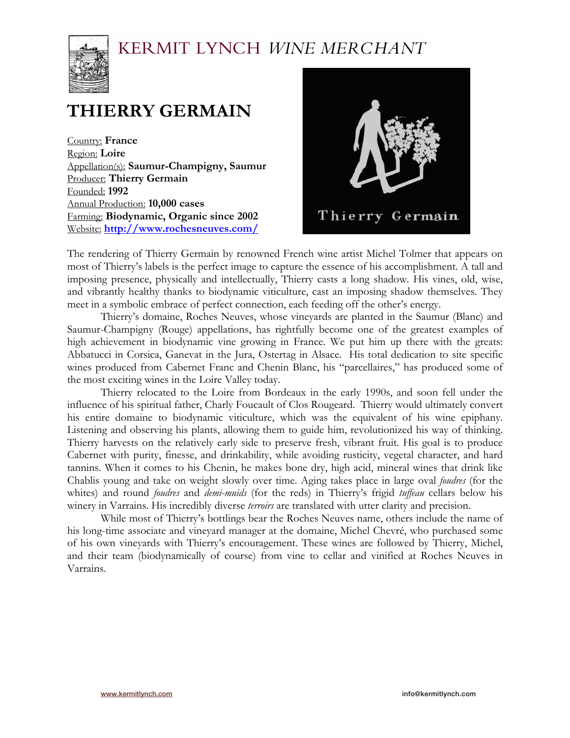KERMIT LYNCH *WINE MERCHANT*

# THIERRY GERMAIN

Country: **France**
Region: **Loire**
Appellation(s): **Saumur-Champigny, Saumur**
Producer: **Thierry Germain**
Founded: **1992**
Annual Production: **10,000 cases**
Farming: **Biodynamic, Organic since 2002**
Website: **http://www.rochesneuves.com/**

The rendering of Thierry Germain by renowned French wine artist Michel Tolmer that appears on most of Thierry's labels is the perfect image to capture the essence of his accomplishment. A tall and imposing presence, physically and intellectually, Thierry casts a long shadow. His vines, old, wise, and vibrantly healthy thanks to biodynamic viticulture, cast an imposing shadow themselves. They meet in a symbolic embrace of perfect connection, each feeding off the other's energy.

Thierry's domaine, Roches Neuves, whose vineyards are planted in the Saumur (Blanc) and Saumur-Champigny (Rouge) appellations, has rightfully become one of the greatest examples of high achievement in biodynamic vine growing in France. We put him up there with the greats: Abbatucci in Corsica, Ganevat in the Jura, Ostertag in Alsace. His total dedication to site specific wines produced from Cabernet Franc and Chenin Blanc, his "parcellaires," has produced some of the most exciting wines in the Loire Valley today.

Thierry relocated to the Loire from Bordeaux in the early 1990s, and soon fell under the influence of his spiritual father, Charly Foucault of Clos Rougeard. Thierry would ultimately convert his entire domaine to biodynamic viticulture, which was the equivalent of his wine epiphany. Listening and observing his plants, allowing them to guide him, revolutionized his way of thinking. Thierry harvests on the relatively early side to preserve fresh, vibrant fruit. His goal is to produce Cabernet with purity, finesse, and drinkability, while avoiding rusticity, vegetal character, and hard tannins. When it comes to his Chenin, he makes bone dry, high acid, mineral wines that drink like Chablis young and take on weight slowly over time. Aging takes place in large oval *foudres* (for the whites) and round *foudres* and *demi-muids* (for the reds) in Thierry's frigid *tuffeau* cellars below his winery in Varrains. His incredibly diverse *terroirs* are translated with utter clarity and precision.

While most of Thierry's bottlings bear the Roches Neuves name, others include the name of his long-time associate and vineyard manager at the domaine, Michel Chevré, who purchased some of his own vineyards with Thierry's encouragement. These wines are followed by Thierry, Michel, and their team (biodynamically of course) from vine to cellar and vinified at Roches Neuves in Varrains.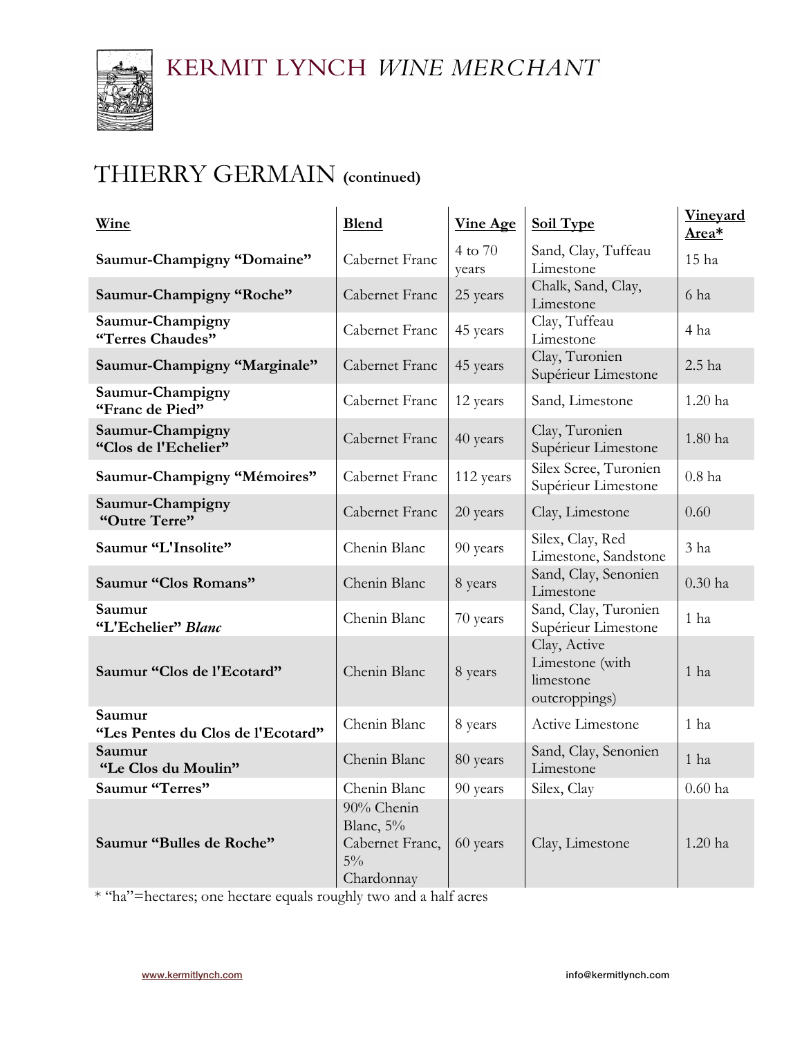# KERMIT LYNCH *WINE MERCHANT*

## THIERRY GERMAIN **(continued)**

| Wine | Blend | Vine Age | Soil Type | Vineyard Area* |
|---|---|---|---|---|
| **Saumur-Champigny "Domaine"** | Cabernet Franc | 4 to 70 years | Sand, Clay, Tuffeau Limestone | 15 ha |
| **Saumur-Champigny "Roche"** | Cabernet Franc | 25 years | Chalk, Sand, Clay, Limestone | 6 ha |
| **Saumur-Champigny "Terres Chaudes"** | Cabernet Franc | 45 years | Clay, Tuffeau Limestone | 4 ha |
| **Saumur-Champigny "Marginale"** | Cabernet Franc | 45 years | Clay, Turonien Supérieur Limestone | 2.5 ha |
| **Saumur-Champigny "Franc de Pied"** | Cabernet Franc | 12 years | Sand, Limestone | 1.20 ha |
| **Saumur-Champigny "Clos de l'Echelier"** | Cabernet Franc | 40 years | Clay, Turonien Supérieur Limestone | 1.80 ha |
| **Saumur-Champigny "Mémoires"** | Cabernet Franc | 112 years | Silex Scree, Turonien Supérieur Limestone | 0.8 ha |
| **Saumur-Champigny "Outre Terre"** | Cabernet Franc | 20 years | Clay, Limestone | 0.60 |
| **Saumur "L'Insolite"** | Chenin Blanc | 90 years | Silex, Clay, Red Limestone, Sandstone | 3 ha |
| **Saumur "Clos Romans"** | Chenin Blanc | 8 years | Sand, Clay, Senonien Limestone | 0.30 ha |
| **Saumur "L'Echelier" *Blanc*** | Chenin Blanc | 70 years | Sand, Clay, Turonien Supérieur Limestone | 1 ha |
| **Saumur "Clos de l'Ecotard"** | Chenin Blanc | 8 years | Clay, Active Limestone (with limestone outcroppings) | 1 ha |
| **Saumur "Les Pentes du Clos de l'Ecotard"** | Chenin Blanc | 8 years | Active Limestone | 1 ha |
| **Saumur "Le Clos du Moulin"** | Chenin Blanc | 80 years | Sand, Clay, Senonien Limestone | 1 ha |
| **Saumur "Terres"** | Chenin Blanc | 90 years | Silex, Clay | 0.60 ha |
| **Saumur "Bulles de Roche"** | 90% Chenin Blanc, 5% Cabernet Franc, 5% Chardonnay | 60 years | Clay, Limestone | 1.20 ha |

* "ha"=hectares; one hectare equals roughly two and a half acres

www.kermitlynch.com info@kermitlynch.com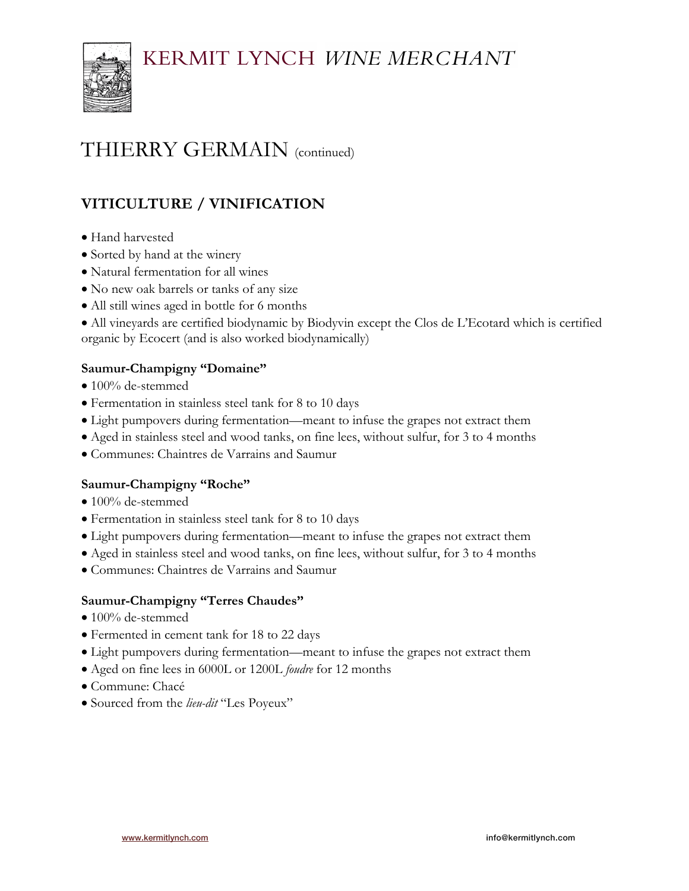# THIERRY GERMAIN (continued)

## VITICULTURE / VINIFICATION

- Hand harvested
- Sorted by hand at the winery
- Natural fermentation for all wines
- No new oak barrels or tanks of any size
- All still wines aged in bottle for 6 months
- All vineyards are certified biodynamic by Biodyvin except the Clos de L'Ecotard which is certified organic by Ecocert (and is also worked biodynamically)

### Saumur-Champigny "Domaine"

- 100% de-stemmed
- Fermentation in stainless steel tank for 8 to 10 days
- Light pumpovers during fermentation—meant to infuse the grapes not extract them
- Aged in stainless steel and wood tanks, on fine lees, without sulfur, for 3 to 4 months
- Communes: Chaintres de Varrains and Saumur

### Saumur-Champigny "Roche"

- 100% de-stemmed
- Fermentation in stainless steel tank for 8 to 10 days
- Light pumpovers during fermentation—meant to infuse the grapes not extract them
- Aged in stainless steel and wood tanks, on fine lees, without sulfur, for 3 to 4 months
- Communes: Chaintres de Varrains and Saumur

### Saumur-Champigny "Terres Chaudes"

- 100% de-stemmed
- Fermented in cement tank for 18 to 22 days
- Light pumpovers during fermentation—meant to infuse the grapes not extract them
- Aged on fine lees in 6000L or 1200L *foudre* for 12 months
- Commune: Chacé
- Sourced from the *lieu-dit* "Les Poyeux"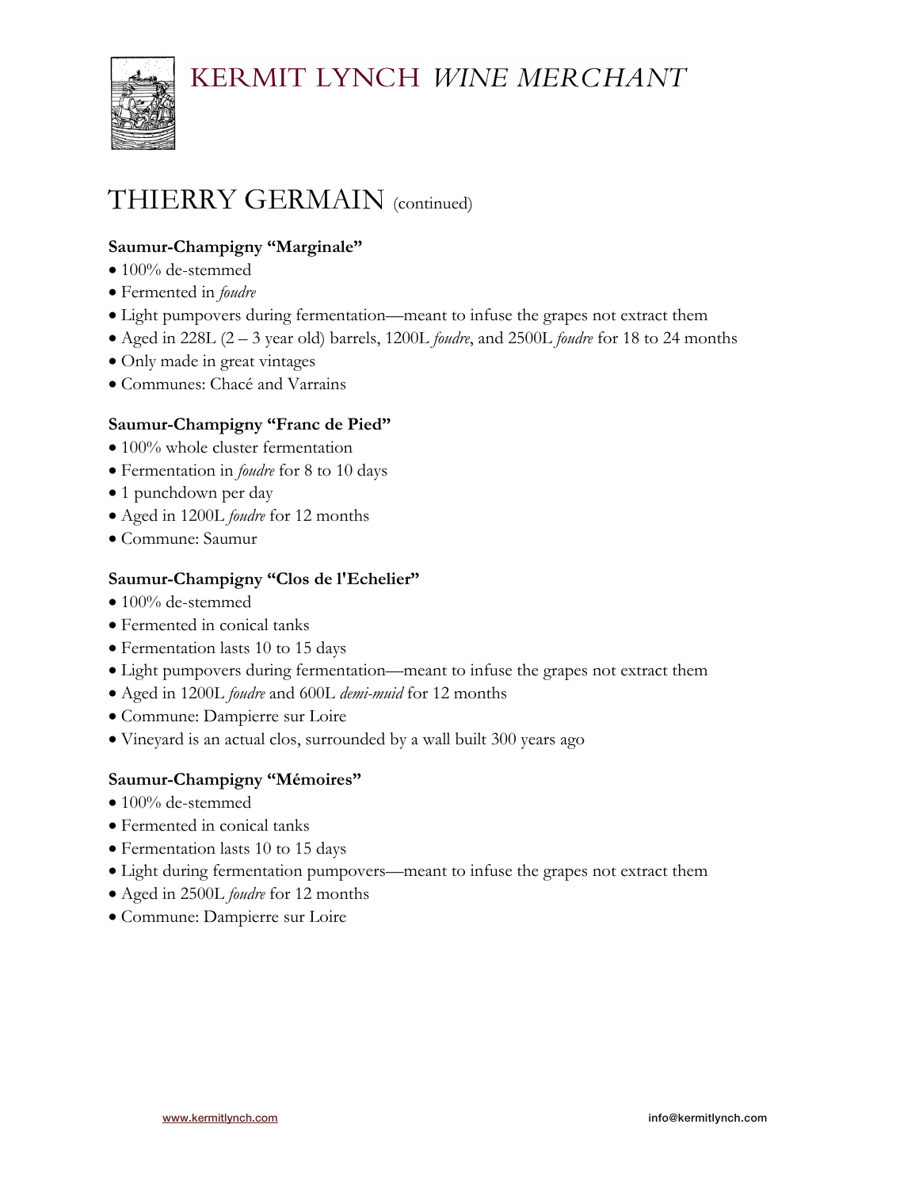# THIERRY GERMAIN (continued)

**Saumur-Champigny "Marginale"**

- 100% de-stemmed
- Fermented in *foudre*
- Light pumpovers during fermentation—meant to infuse the grapes not extract them
- Aged in 228L (2 – 3 year old) barrels, 1200L *foudre*, and 2500L *foudre* for 18 to 24 months
- Only made in great vintages
- Communes: Chacé and Varrains

**Saumur-Champigny "Franc de Pied"**

- 100% whole cluster fermentation
- Fermentation in *foudre* for 8 to 10 days
- 1 punchdown per day
- Aged in 1200L *foudre* for 12 months
- Commune: Saumur

**Saumur-Champigny "Clos de l'Echelier"**

- 100% de-stemmed
- Fermented in conical tanks
- Fermentation lasts 10 to 15 days
- Light pumpovers during fermentation—meant to infuse the grapes not extract them
- Aged in 1200L *foudre* and 600L *demi-muid* for 12 months
- Commune: Dampierre sur Loire
- Vineyard is an actual clos, surrounded by a wall built 300 years ago

**Saumur-Champigny "Mémoires"**

- 100% de-stemmed
- Fermented in conical tanks
- Fermentation lasts 10 to 15 days
- Light during fermentation pumpovers—meant to infuse the grapes not extract them
- Aged in 2500L *foudre* for 12 months
- Commune: Dampierre sur Loire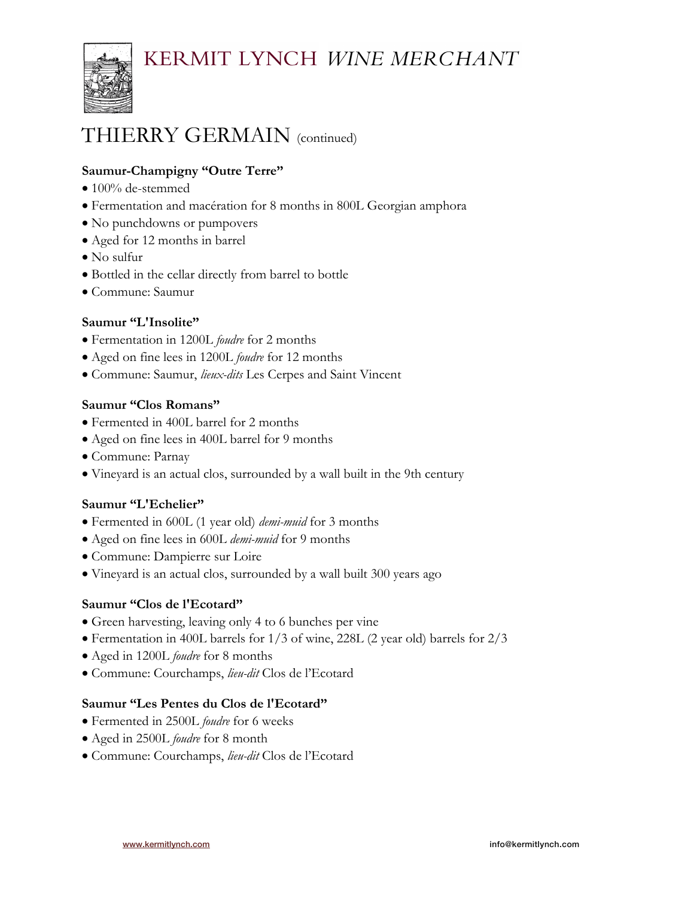# THIERRY GERMAIN (continued)

### Saumur-Champigny "Outre Terre"

- 100% de-stemmed
- Fermentation and macération for 8 months in 800L Georgian amphora
- No punchdowns or pumpovers
- Aged for 12 months in barrel
- No sulfur
- Bottled in the cellar directly from barrel to bottle
- Commune: Saumur

### Saumur "L'Insolite"

- Fermentation in 1200L *foudre* for 2 months
- Aged on fine lees in 1200L *foudre* for 12 months
- Commune: Saumur, *lieux-dits* Les Cerpes and Saint Vincent

### Saumur "Clos Romans"

- Fermented in 400L barrel for 2 months
- Aged on fine lees in 400L barrel for 9 months
- Commune: Parnay
- Vineyard is an actual clos, surrounded by a wall built in the 9th century

### Saumur "L'Echelier"

- Fermented in 600L (1 year old) *demi-muid* for 3 months
- Aged on fine lees in 600L *demi-muid* for 9 months
- Commune: Dampierre sur Loire
- Vineyard is an actual clos, surrounded by a wall built 300 years ago

### Saumur "Clos de l'Ecotard"

- Green harvesting, leaving only 4 to 6 bunches per vine
- Fermentation in 400L barrels for 1/3 of wine, 228L (2 year old) barrels for 2/3
- Aged in 1200L *foudre* for 8 months
- Commune: Courchamps, *lieu-dit* Clos de l'Ecotard

### Saumur "Les Pentes du Clos de l'Ecotard"

- Fermented in 2500L *foudre* for 6 weeks
- Aged in 2500L *foudre* for 8 month
- Commune: Courchamps, *lieu-dit* Clos de l'Ecotard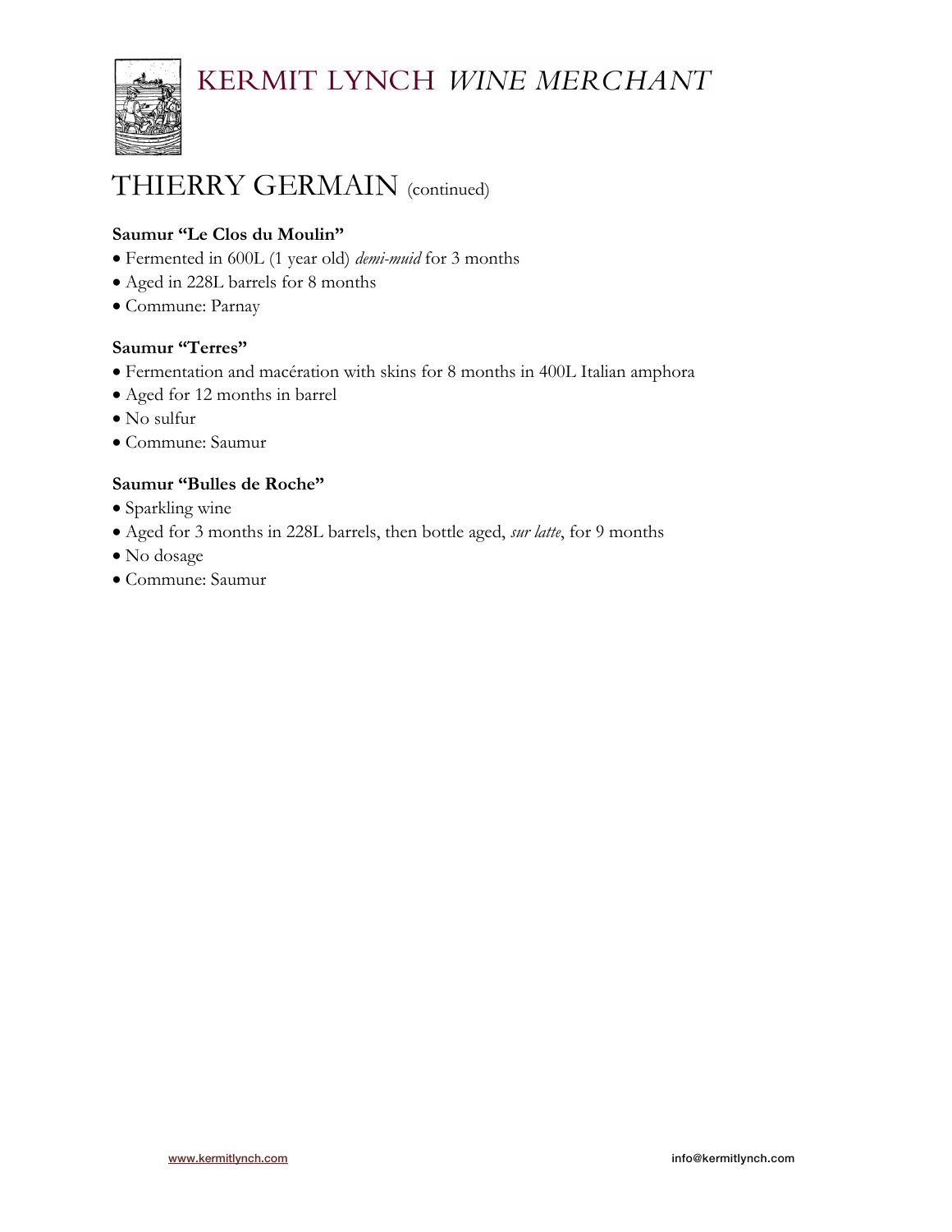# THIERRY GERMAIN (continued)

**Saumur "Le Clos du Moulin"**

- Fermented in 600L (1 year old) *demi-muid* for 3 months
- Aged in 228L barrels for 8 months
- Commune: Parnay

**Saumur "Terres"**

- Fermentation and macération with skins for 8 months in 400L Italian amphora
- Aged for 12 months in barrel
- No sulfur
- Commune: Saumur

**Saumur "Bulles de Roche"**

- Sparkling wine
- Aged for 3 months in 228L barrels, then bottle aged, *sur latte*, for 9 months
- No dosage
- Commune: Saumur